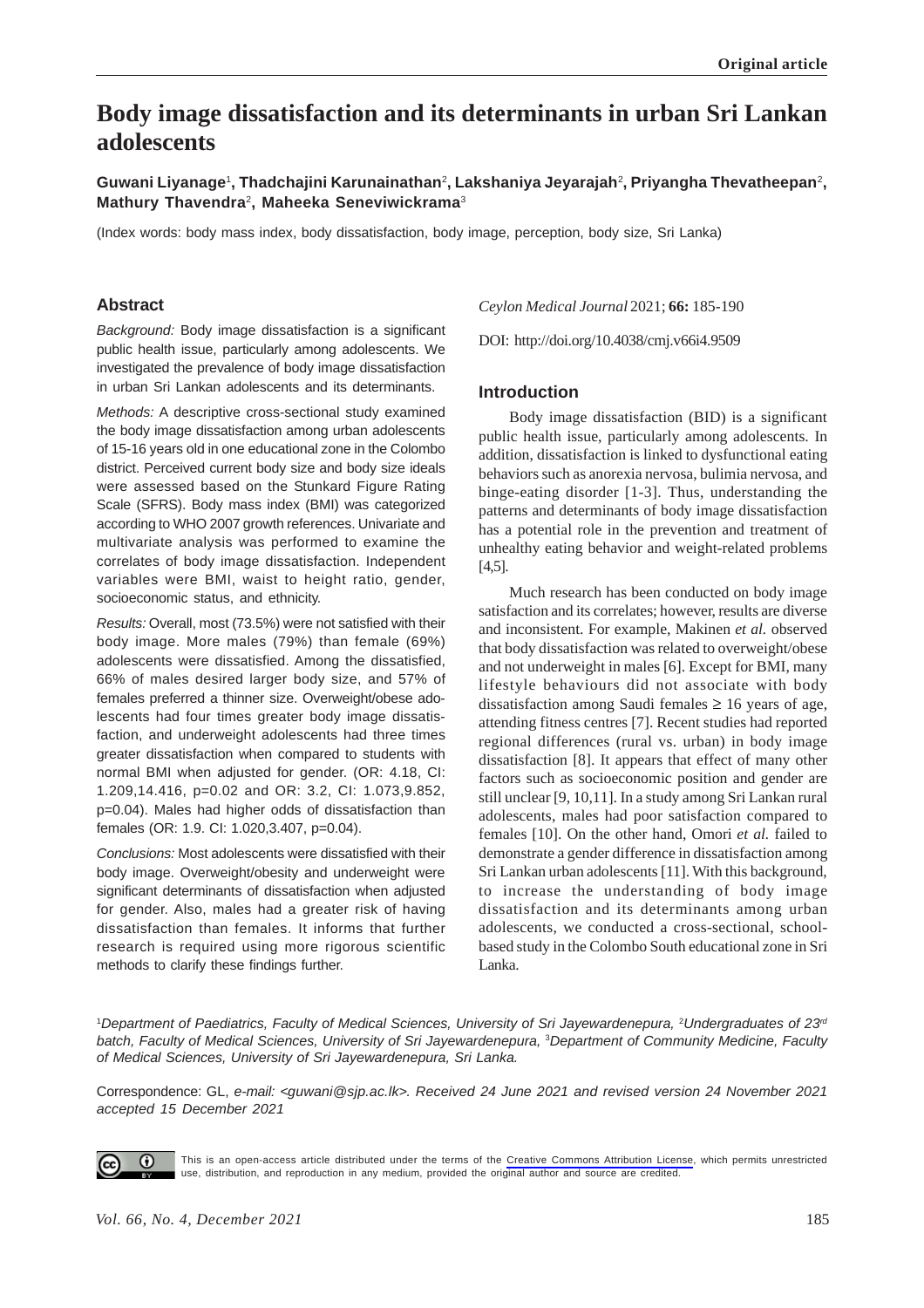Original article

# Body image dissatisfaction and its determinants in urban Sri Lankan adolescents

**Guwani Liyanage**[1]**, Thadchajini Karunainathan**[2]**, Lakshaniya Jeyarajah**[2]**, Priyangha Thevatheepan**[2]**, Mathury Thavendra**[2]**, Maheeka Seneviwickrama**[3]

(Index words: body mass index, body dissatisfaction, body image, perception, body size, Sri Lanka)

## Abstract

*Background:* Body image dissatisfaction is a significant public health issue, particularly among adolescents. We investigated the prevalence of body image dissatisfaction in urban Sri Lankan adolescents and its determinants.

*Methods:* A descriptive cross-sectional study examined the body image dissatisfaction among urban adolescents of 15-16 years old in one educational zone in the Colombo district. Perceived current body size and body size ideals were assessed based on the Stunkard Figure Rating Scale (SFRS). Body mass index (BMI) was categorized according to WHO 2007 growth references. Univariate and multivariate analysis was performed to examine the correlates of body image dissatisfaction. Independent variables were BMI, waist to height ratio, gender, socioeconomic status, and ethnicity.

*Results:* Overall, most (73.5%) were not satisfied with their body image. More males (79%) than female (69%) adolescents were dissatisfied. Among the dissatisfied, 66% of males desired larger body size, and 57% of females preferred a thinner size. Overweight/obese adolescents had four times greater body image dissatisfaction, and underweight adolescents had three times greater dissatisfaction when compared to students with normal BMI when adjusted for gender. (OR: 4.18, CI: 1.209,14.416, p=0.02 and OR: 3.2, CI: 1.073,9.852, p=0.04). Males had higher odds of dissatisfaction than females (OR: 1.9. CI: 1.020,3.407, p=0.04).

*Conclusions:* Most adolescents were dissatisfied with their body image. Overweight/obesity and underweight were significant determinants of dissatisfaction when adjusted for gender. Also, males had a greater risk of having dissatisfaction than females. It informs that further research is required using more rigorous scientific methods to clarify these findings further.

*Ceylon Medical Journal* 2021; **66:** 185-190

DOI: http://doi.org/10.4038/cmj.v66i4.9509

## Introduction

Body image dissatisfaction (BID) is a significant public health issue, particularly among adolescents. In addition, dissatisfaction is linked to dysfunctional eating behaviors such as anorexia nervosa, bulimia nervosa, and binge-eating disorder [1-3]. Thus, understanding the patterns and determinants of body image dissatisfaction has a potential role in the prevention and treatment of unhealthy eating behavior and weight-related problems [4,5].

Much research has been conducted on body image satisfaction and its correlates; however, results are diverse and inconsistent. For example, Makinen *et al.* observed that body dissatisfaction was related to overweight/obese and not underweight in males [6]. Except for BMI, many lifestyle behaviours did not associate with body dissatisfaction among Saudi females ≥ 16 years of age, attending fitness centres [7]. Recent studies had reported regional differences (rural vs. urban) in body image dissatisfaction [8]. It appears that effect of many other factors such as socioeconomic position and gender are still unclear [9, 10,11]. In a study among Sri Lankan rural adolescents, males had poor satisfaction compared to females [10]. On the other hand, Omori *et al.* failed to demonstrate a gender difference in dissatisfaction among Sri Lankan urban adolescents [11]. With this background, to increase the understanding of body image dissatisfaction and its determinants among urban adolescents, we conducted a cross-sectional, school-based study in the Colombo South educational zone in Sri Lanka.

[1]*Department of Paediatrics, Faculty of Medical Sciences, University of Sri Jayewardenepura,* [2]*Undergraduates of 23rd batch, Faculty of Medical Sciences, University of Sri Jayewardenepura,* [3]*Department of Community Medicine, Faculty of Medical Sciences, University of Sri Jayewardenepura, Sri Lanka.*

Correspondence: GL, *e-mail: <guwani@sjp.ac.lk>. Received 24 June 2021 and revised version 24 November 2021 accepted 15 December 2021*

This is an open-access article distributed under the terms of the Creative Commons Attribution License, which permits unrestricted use, distribution, and reproduction in any medium, provided the original author and source are credited.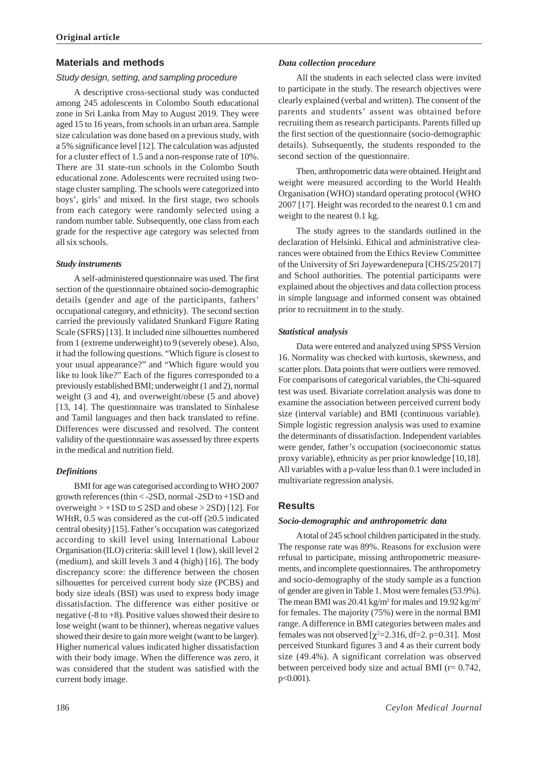**Original article**

## Materials and methods

### *Study design, setting, and sampling procedure*

A descriptive cross-sectional study was conducted among 245 adolescents in Colombo South educational zone in Sri Lanka from May to August 2019. They were aged 15 to 16 years, from schools in an urban area. Sample size calculation was done based on a previous study, with a 5% significance level [12]. The calculation was adjusted for a cluster effect of 1.5 and a non-response rate of 10%. There are 31 state-run schools in the Colombo South educational zone. Adolescents were recruited using two-stage cluster sampling. The schools were categorized into boys', girls' and mixed. In the first stage, two schools from each category were randomly selected using a random number table. Subsequently, one class from each grade for the respective age category was selected from all six schools.

#### *Study instruments*

A self-administered questionnaire was used. The first section of the questionnaire obtained socio-demographic details (gender and age of the participants, fathers' occupational category, and ethnicity). The second section carried the previously validated Stunkard Figure Rating Scale (SFRS) [13]. It included nine silhouettes numbered from 1 (extreme underweight) to 9 (severely obese). Also, it had the following questions. "Which figure is closest to your usual appearance?" and "Which figure would you like to look like?" Each of the figures corresponded to a previously established BMI; underweight (1 and 2), normal weight (3 and 4), and overweight/obese (5 and above) [13, 14]. The questionnaire was translated to Sinhalese and Tamil languages and then back translated to refine. Differences were discussed and resolved. The content validity of the questionnaire was assessed by three experts in the medical and nutrition field.

#### *Definitions*

BMI for age was categorised according to WHO 2007 growth references (thin < -2SD, normal -2SD to +1SD and overweight > +1SD to ≤ 2SD and obese > 2SD) [12]. For WHtR, 0.5 was considered as the cut-off (≥0.5 indicated central obesity) [15]. Father's occupation was categorized according to skill level using International Labour Organisation (ILO) criteria: skill level 1 (low), skill level 2 (medium), and skill levels 3 and 4 (high) [16]. The body discrepancy score: the difference between the chosen silhouettes for perceived current body size (PCBS) and body size ideals (BSI) was used to express body image dissatisfaction. The difference was either positive or negative (-8 to +8). Positive values showed their desire to lose weight (want to be thinner), whereas negative values showed their desire to gain more weight (want to be larger). Higher numerical values indicated higher dissatisfaction with their body image. When the difference was zero, it was considered that the student was satisfied with the current body image.

#### *Data collection procedure*

All the students in each selected class were invited to participate in the study. The research objectives were clearly explained (verbal and written). The consent of the parents and students' assent was obtained before recruiting them as research participants. Parents filled up the first section of the questionnaire (socio-demographic details). Subsequently, the students responded to the second section of the questionnaire.

Then, anthropometric data were obtained. Height and weight were measured according to the World Health Organisation (WHO) standard operating protocol (WHO 2007 [17]. Height was recorded to the nearest 0.1 cm and weight to the nearest 0.1 kg.

The study agrees to the standards outlined in the declaration of Helsinki. Ethical and administrative clearances were obtained from the Ethics Review Committee of the University of Sri Jayewardenepura [CHS/25/2017] and School authorities. The potential participants were explained about the objectives and data collection process in simple language and informed consent was obtained prior to recruitment in to the study.

#### *Statistical analysis*

Data were entered and analyzed using SPSS Version 16. Normality was checked with kurtosis, skewness, and scatter plots. Data points that were outliers were removed. For comparisons of categorical variables, the Chi-squared test was used. Bivariate correlation analysis was done to examine the association between perceived current body size (interval variable) and BMI (continuous variable). Simple logistic regression analysis was used to examine the determinants of dissatisfaction. Independent variables were gender, father's occupation (socioeconomic status proxy variable), ethnicity as per prior knowledge [10,18]. All variables with a p-value less than 0.1 were included in multivariate regression analysis.

## Results

#### *Socio-demographic and anthropometric data*

A total of 245 school children participated in the study. The response rate was 89%. Reasons for exclusion were refusal to participate, missing anthropometric measurements, and incomplete questionnaires. The anthropometry and socio-demography of the study sample as a function of gender are given in Table 1. Most were females (53.9%). The mean BMI was 20.41 kg/m$^2$ for males and 19.92 kg/m$^2$ for females. The majority (75%) were in the normal BMI range. A difference in BMI categories between males and females was not observed [$\chi^2$=2.316, df=2. p=0.31]. Most perceived Stunkard figures 3 and 4 as their current body size (49.4%). A significant correlation was observed between perceived body size and actual BMI (r= 0.742, p<0.001).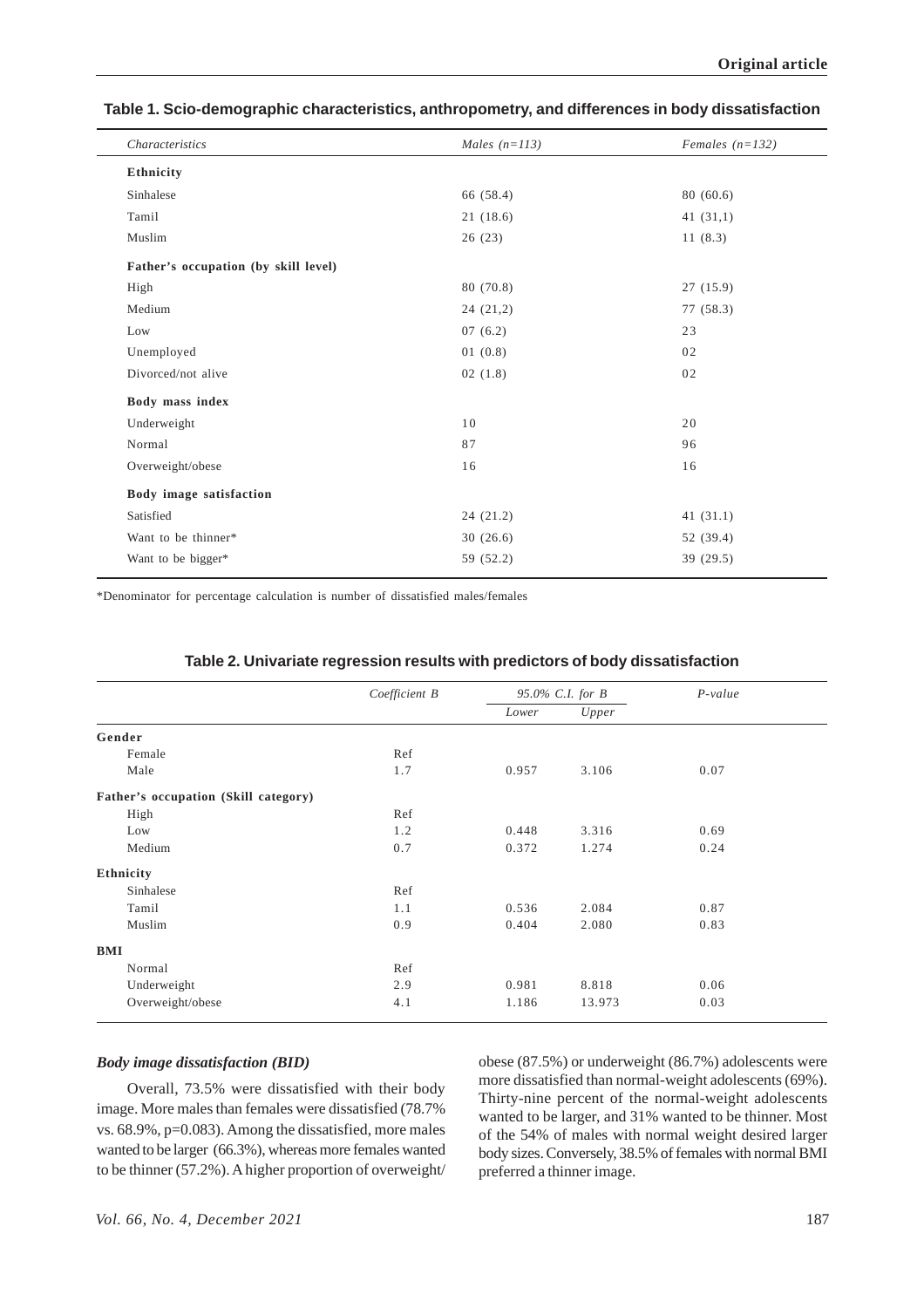**Table 1. Scio-demographic characteristics, anthropometry, and differences in body dissatisfaction**

| *Characteristics* | *Males (n=113)* | *Females (n=132)* |
|---|---|---|
| **Ethnicity** | | |
| Sinhalese | 66 (58.4) | 80 (60.6) |
| Tamil | 21 (18.6) | 41 (31,1) |
| Muslim | 26 (23) | 11 (8.3) |
| **Father's occupation (by skill level)** | | |
| High | 80 (70.8) | 27 (15.9) |
| Medium | 24 (21,2) | 77 (58.3) |
| Low | 07 (6.2) | 23 |
| Unemployed | 01 (0.8) | 02 |
| Divorced/not alive | 02 (1.8) | 02 |
| **Body mass index** | | |
| Underweight | 10 | 20 |
| Normal | 87 | 96 |
| Overweight/obese | 16 | 16 |
| **Body image satisfaction** | | |
| Satisfied | 24 (21.2) | 41 (31.1) |
| Want to be thinner* | 30 (26.6) | 52 (39.4) |
| Want to be bigger* | 59 (52.2) | 39 (29.5) |

*Denominator for percentage calculation is number of dissatisfied males/females

**Table 2. Univariate regression results with predictors of body dissatisfaction**

| | *Coefficient B* | *95.0% C.I. for B* | | *P-value* |
|---|---|---|---|---|
| | | *Lower* | *Upper* | |
| **Gender** | | | | |
| Female | Ref | | | |
| Male | 1.7 | 0.957 | 3.106 | 0.07 |
| **Father's occupation (Skill category)** | | | | |
| High | Ref | | | |
| Low | 1.2 | 0.448 | 3.316 | 0.69 |
| Medium | 0.7 | 0.372 | 1.274 | 0.24 |
| **Ethnicity** | | | | |
| Sinhalese | Ref | | | |
| Tamil | 1.1 | 0.536 | 2.084 | 0.87 |
| Muslim | 0.9 | 0.404 | 2.080 | 0.83 |
| **BMI** | | | | |
| Normal | Ref | | | |
| Underweight | 2.9 | 0.981 | 8.818 | 0.06 |
| Overweight/obese | 4.1 | 1.186 | 13.973 | 0.03 |

### *Body image dissatisfaction (BID)*

Overall, 73.5% were dissatisfied with their body image. More males than females were dissatisfied (78.7% vs. 68.9%, p=0.083). Among the dissatisfied, more males wanted to be larger (66.3%), whereas more females wanted to be thinner (57.2%). A higher proportion of overweight/obese (87.5%) or underweight (86.7%) adolescents were more dissatisfied than normal-weight adolescents (69%). Thirty-nine percent of the normal-weight adolescents wanted to be larger, and 31% wanted to be thinner. Most of the 54% of males with normal weight desired larger body sizes. Conversely, 38.5% of females with normal BMI preferred a thinner image.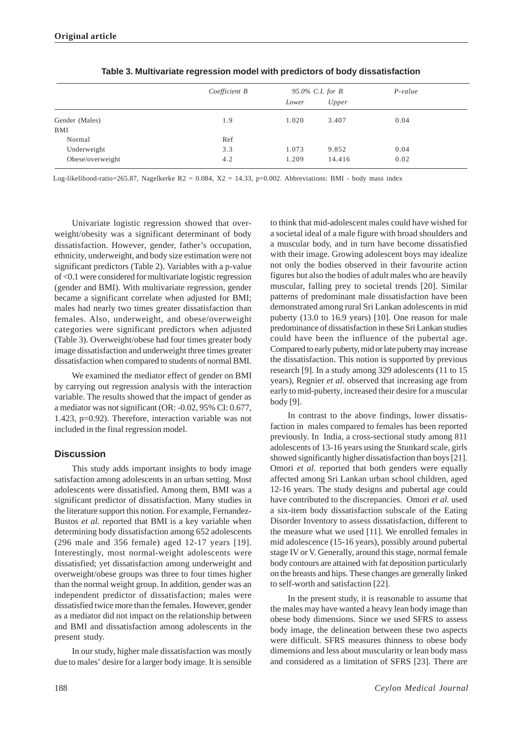**Table 3. Multivariate regression model with predictors of body dissatisfaction**

| | *Coefficient B* | *95.0% C.I. for B* | | *P-value* |
|---|---|---|---|---|
| | | *Lower* | *Upper* | |
| Gender (Males) | 1.9 | 1.020 | 3.407 | 0.04 |
| BMI | | | | |
| Normal | Ref | | | |
| Underweight | 3.3 | 1.073 | 9.852 | 0.04 |
| Obese/overweight | 4.2 | 1.209 | 14.416 | 0.02 |

Log-likelihood-ratio=265.87, Nagelkerke R2 = 0.084, X2 = 14.33, p=0.002. Abbreviations: BMI - body mass index

Univariate logistic regression showed that overweight/obesity was a significant determinant of body dissatisfaction. However, gender, father's occupation, ethnicity, underweight, and body size estimation were not significant predictors (Table 2). Variables with a p-value of <0.1 were considered for multivariate logistic regression (gender and BMI). With multivariate regression, gender became a significant correlate when adjusted for BMI; males had nearly two times greater dissatisfaction than females. Also, underweight, and obese/overweight categories were significant predictors when adjusted (Table 3). Overweight/obese had four times greater body image dissatisfaction and underweight three times greater dissatisfaction when compared to students of normal BMI.

We examined the mediator effect of gender on BMI by carrying out regression analysis with the interaction variable. The results showed that the impact of gender as a mediator was not significant (OR: -0.02, 95% CI: 0.677, 1.423, p=0.92). Therefore, interaction variable was not included in the final regression model.

## Discussion

This study adds important insights to body image satisfaction among adolescents in an urban setting. Most adolescents were dissatisfied. Among them, BMI was a significant predictor of dissatisfaction. Many studies in the literature support this notion. For example, Fernandez-Bustos *et al.* reported that BMI is a key variable when determining body dissatisfaction among 652 adolescents (296 male and 356 female) aged 12-17 years [19]. Interestingly, most normal-weight adolescents were dissatisfied; yet dissatisfaction among underweight and overweight/obese groups was three to four times higher than the normal weight group. In addition, gender was an independent predictor of dissatisfaction; males were dissatisfied twice more than the females. However, gender as a mediator did not impact on the relationship between and BMI and dissatisfaction among adolescents in the present study.

In our study, higher male dissatisfaction was mostly due to males' desire for a larger body image. It is sensible to think that mid-adolescent males could have wished for a societal ideal of a male figure with broad shoulders and a muscular body, and in turn have become dissatisfied with their image. Growing adolescent boys may idealize not only the bodies observed in their favourite action figures but also the bodies of adult males who are heavily muscular, falling prey to societal trends [20]. Similar patterns of predominant male dissatisfaction have been demonstrated among rural Sri Lankan adolescents in mid puberty (13.0 to 16.9 years) [10]. One reason for male predominance of dissatisfaction in these Sri Lankan studies could have been the influence of the pubertal age. Compared to early puberty, mid or late puberty may increase the dissatisfaction. This notion is supported by previous research [9]. In a study among 329 adolescents (11 to 15 years), Regnier *et al.* observed that increasing age from early to mid-puberty, increased their desire for a muscular body [9].

In contrast to the above findings, lower dissatisfaction in males compared to females has been reported previously. In India, a cross-sectional study among 811 adolescents of 13-16 years using the Stunkard scale, girls showed significantly higher dissatisfaction than boys [21]. Omori *et al.* reported that both genders were equally affected among Sri Lankan urban school children, aged 12-16 years. The study designs and pubertal age could have contributed to the discrepancies. Omori *et al.* used a six-item body dissatisfaction subscale of the Eating Disorder Inventory to assess dissatisfaction, different to the measure what we used [11]. We enrolled females in mid adolescence (15-16 years), possibly around pubertal stage IV or V. Generally, around this stage, normal female body contours are attained with fat deposition particularly on the breasts and hips. These changes are generally linked to self-worth and satisfaction [22].

In the present study, it is reasonable to assume that the males may have wanted a heavy lean body image than obese body dimensions. Since we used SFRS to assess body image, the delineation between these two aspects were difficult. SFRS measures thinness to obese body dimensions and less about muscularity or lean body mass and considered as a limitation of SFRS [23]. There are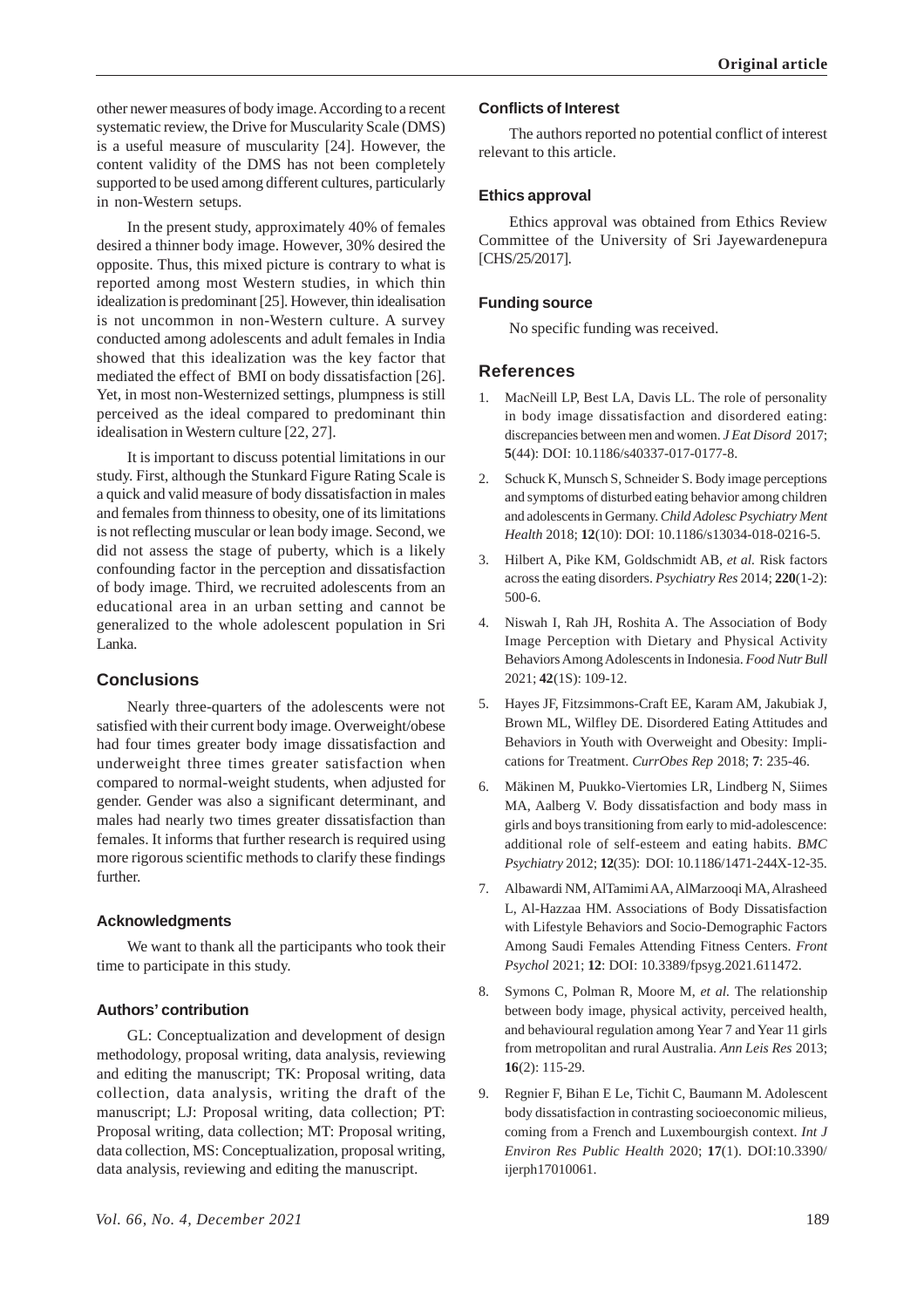other newer measures of body image. According to a recent systematic review, the Drive for Muscularity Scale (DMS) is a useful measure of muscularity [24]. However, the content validity of the DMS has not been completely supported to be used among different cultures, particularly in non-Western setups.

In the present study, approximately 40% of females desired a thinner body image. However, 30% desired the opposite. Thus, this mixed picture is contrary to what is reported among most Western studies, in which thin idealization is predominant [25]. However, thin idealisation is not uncommon in non-Western culture. A survey conducted among adolescents and adult females in India showed that this idealization was the key factor that mediated the effect of BMI on body dissatisfaction [26]. Yet, in most non-Westernized settings, plumpness is still perceived as the ideal compared to predominant thin idealisation in Western culture [22, 27].

It is important to discuss potential limitations in our study. First, although the Stunkard Figure Rating Scale is a quick and valid measure of body dissatisfaction in males and females from thinness to obesity, one of its limitations is not reflecting muscular or lean body image. Second, we did not assess the stage of puberty, which is a likely confounding factor in the perception and dissatisfaction of body image. Third, we recruited adolescents from an educational area in an urban setting and cannot be generalized to the whole adolescent population in Sri Lanka.

## Conclusions

Nearly three-quarters of the adolescents were not satisfied with their current body image. Overweight/obese had four times greater body image dissatisfaction and underweight three times greater satisfaction when compared to normal-weight students, when adjusted for gender. Gender was also a significant determinant, and males had nearly two times greater dissatisfaction than females. It informs that further research is required using more rigorous scientific methods to clarify these findings further.

### Acknowledgments

We want to thank all the participants who took their time to participate in this study.

### Authors' contribution

GL: Conceptualization and development of design methodology, proposal writing, data analysis, reviewing and editing the manuscript; TK: Proposal writing, data collection, data analysis, writing the draft of the manuscript; LJ: Proposal writing, data collection; PT: Proposal writing, data collection; MT: Proposal writing, data collection, MS: Conceptualization, proposal writing, data analysis, reviewing and editing the manuscript.

### Conflicts of Interest

The authors reported no potential conflict of interest relevant to this article.

### Ethics approval

Ethics approval was obtained from Ethics Review Committee of the University of Sri Jayewardenepura [CHS/25/2017].

### Funding source

No specific funding was received.

## References

1. MacNeill LP, Best LA, Davis LL. The role of personality in body image dissatisfaction and disordered eating: discrepancies between men and women. *J Eat Disord* 2017; **5**(44): DOI: 10.1186/s40337-017-0177-8.
2. Schuck K, Munsch S, Schneider S. Body image perceptions and symptoms of disturbed eating behavior among children and adolescents in Germany. *Child Adolesc Psychiatry Ment Health* 2018; **12**(10): DOI: 10.1186/s13034-018-0216-5.
3. Hilbert A, Pike KM, Goldschmidt AB, *et al.* Risk factors across the eating disorders. *Psychiatry Res* 2014; **220**(1-2): 500-6.
4. Niswah I, Rah JH, Roshita A. The Association of Body Image Perception with Dietary and Physical Activity Behaviors Among Adolescents in Indonesia. *Food Nutr Bull* 2021; **42**(1S): 109-12.
5. Hayes JF, Fitzsimmons-Craft EE, Karam AM, Jakubiak J, Brown ML, Wilfley DE. Disordered Eating Attitudes and Behaviors in Youth with Overweight and Obesity: Implications for Treatment. *CurrObes Rep* 2018; **7**: 235-46.
6. Mäkinen M, Puukko-Viertomies LR, Lindberg N, Siimes MA, Aalberg V. Body dissatisfaction and body mass in girls and boys transitioning from early to mid-adolescence: additional role of self-esteem and eating habits. *BMC Psychiatry* 2012; **12**(35): DOI: 10.1186/1471-244X-12-35.
7. Albawardi NM, AlTamimi AA, AlMarzooqi MA, Alrasheed L, Al-Hazzaa HM. Associations of Body Dissatisfaction with Lifestyle Behaviors and Socio-Demographic Factors Among Saudi Females Attending Fitness Centers. *Front Psychol* 2021; **12**: DOI: 10.3389/fpsyg.2021.611472.
8. Symons C, Polman R, Moore M, *et al.* The relationship between body image, physical activity, perceived health, and behavioural regulation among Year 7 and Year 11 girls from metropolitan and rural Australia. *Ann Leis Res* 2013; **16**(2): 115-29.
9. Regnier F, Bihan E Le, Tichit C, Baumann M. Adolescent body dissatisfaction in contrasting socioeconomic milieus, coming from a French and Luxembourgish context. *Int J Environ Res Public Health* 2020; **17**(1). DOI:10.3390/ijerph17010061.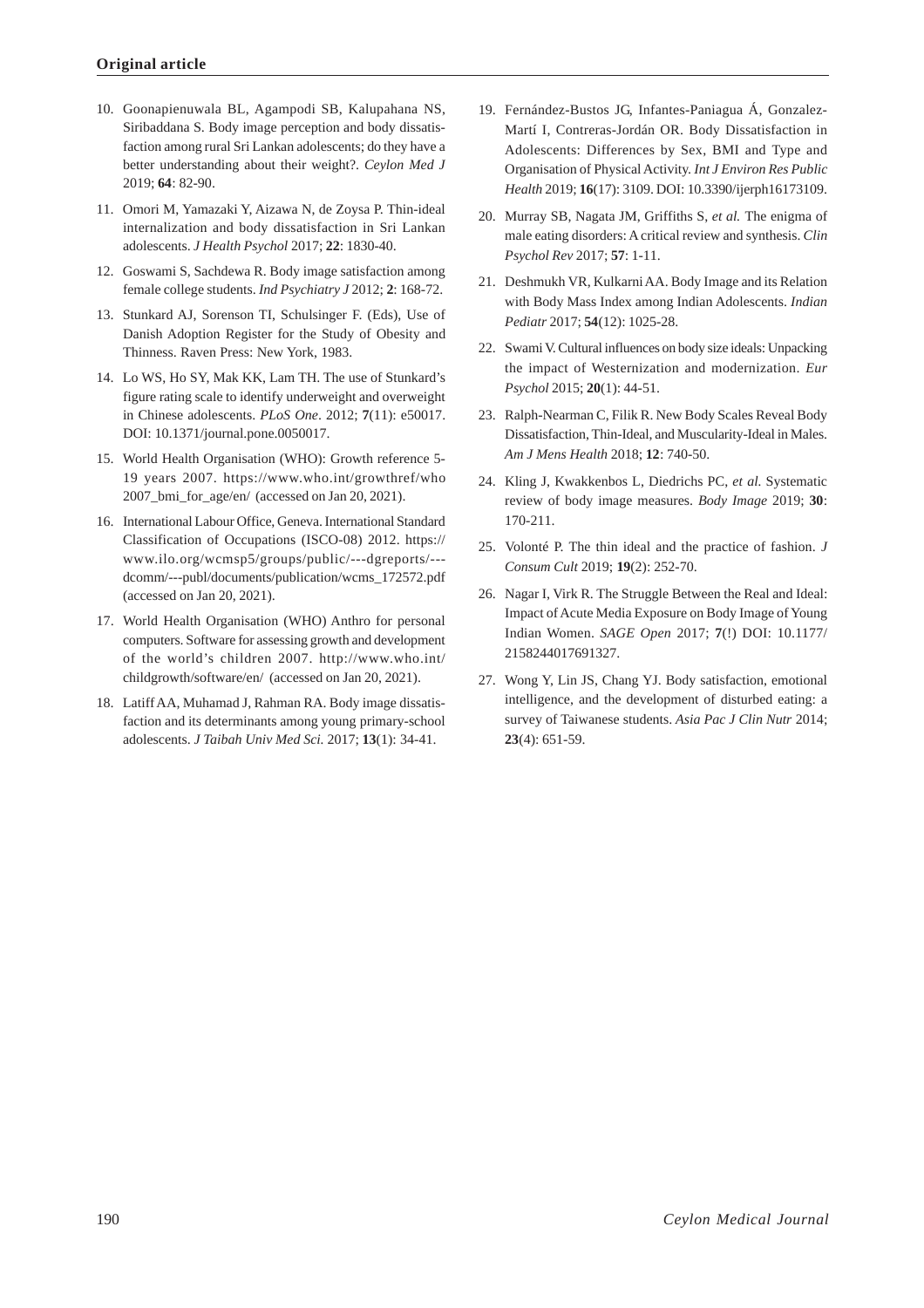10. Goonapienuwala BL, Agampodi SB, Kalupahana NS, Siribaddana S. Body image perception and body dissatisfaction among rural Sri Lankan adolescents; do they have a better understanding about their weight?. *Ceylon Med J* 2019; **64**: 82-90.

11. Omori M, Yamazaki Y, Aizawa N, de Zoysa P. Thin-ideal internalization and body dissatisfaction in Sri Lankan adolescents. *J Health Psychol* 2017; **22**: 1830-40.

12. Goswami S, Sachdewa R. Body image satisfaction among female college students. *Ind Psychiatry J* 2012; **2**: 168-72.

13. Stunkard AJ, Sorenson TI, Schulsinger F. (Eds), Use of Danish Adoption Register for the Study of Obesity and Thinness. Raven Press: New York, 1983.

14. Lo WS, Ho SY, Mak KK, Lam TH. The use of Stunkard's figure rating scale to identify underweight and overweight in Chinese adolescents. *PLoS One*. 2012; **7**(11): e50017. DOI: 10.1371/journal.pone.0050017.

15. World Health Organisation (WHO): Growth reference 5-19 years 2007. https://www.who.int/growthref/who2007_bmi_for_age/en/ (accessed on Jan 20, 2021).

16. International Labour Office, Geneva. International Standard Classification of Occupations (ISCO-08) 2012. https://www.ilo.org/wcmsp5/groups/public/---dgreports/---dcomm/---publ/documents/publication/wcms_172572.pdf (accessed on Jan 20, 2021).

17. World Health Organisation (WHO) Anthro for personal computers. Software for assessing growth and development of the world's children 2007. http://www.who.int/childgrowth/software/en/ (accessed on Jan 20, 2021).

18. Latiff AA, Muhamad J, Rahman RA. Body image dissatisfaction and its determinants among young primary-school adolescents. *J Taibah Univ Med Sci.* 2017; **13**(1): 34-41.

19. Fernández-Bustos JG, Infantes-Paniagua Á, Gonzalez-Martí I, Contreras-Jordán OR. Body Dissatisfaction in Adolescents: Differences by Sex, BMI and Type and Organisation of Physical Activity. *Int J Environ Res Public Health* 2019; **16**(17): 3109. DOI: 10.3390/ijerph16173109.

20. Murray SB, Nagata JM, Griffiths S, *et al.* The enigma of male eating disorders: A critical review and synthesis. *Clin Psychol Rev* 2017; **57**: 1-11.

21. Deshmukh VR, Kulkarni AA. Body Image and its Relation with Body Mass Index among Indian Adolescents. *Indian Pediatr* 2017; **54**(12): 1025-28.

22. Swami V. Cultural influences on body size ideals: Unpacking the impact of Westernization and modernization. *Eur Psychol* 2015; **20**(1): 44-51.

23. Ralph-Nearman C, Filik R. New Body Scales Reveal Body Dissatisfaction, Thin-Ideal, and Muscularity-Ideal in Males. *Am J Mens Health* 2018; **12**: 740-50.

24. Kling J, Kwakkenbos L, Diedrichs PC, *et al.* Systematic review of body image measures. *Body Image* 2019; **30**: 170-211.

25. Volonté P. The thin ideal and the practice of fashion. *J Consum Cult* 2019; **19**(2): 252-70.

26. Nagar I, Virk R. The Struggle Between the Real and Ideal: Impact of Acute Media Exposure on Body Image of Young Indian Women. *SAGE Open* 2017; **7**(!) DOI: 10.1177/2158244017691327.

27. Wong Y, Lin JS, Chang YJ. Body satisfaction, emotional intelligence, and the development of disturbed eating: a survey of Taiwanese students. *Asia Pac J Clin Nutr* 2014; **23**(4): 651-59.